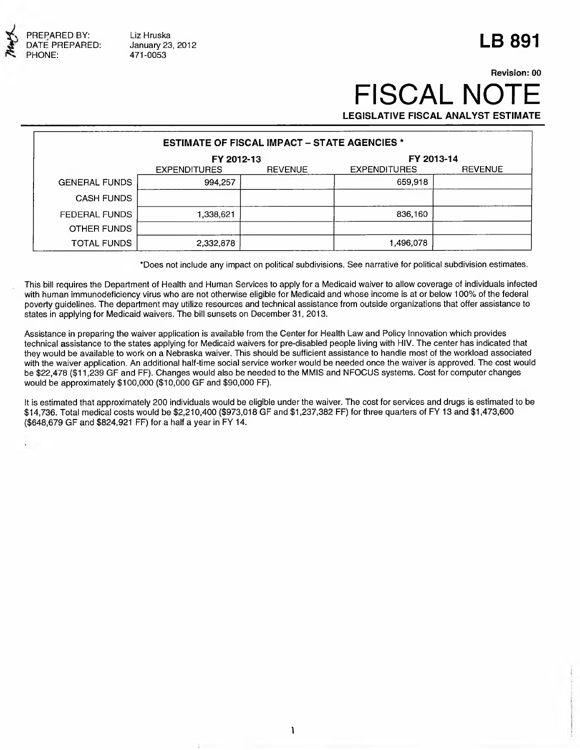PREPARED BY: Liz Hruska
DATE PREPARED: January 23, 2012
PHONE: 471-0053

# LB 891

**Revision: 00**

# FISCAL NOTE

**LEGISLATIVE FISCAL ANALYST ESTIMATE**

| ESTIMATE OF FISCAL IMPACT – STATE AGENCIES * | | | | |
|---|---|---|---|---|
| | FY 2012-13 | | FY 2013-14 | |
| | EXPENDITURES | REVENUE | EXPENDITURES | REVENUE |
| GENERAL FUNDS | 994,257 | | 659,918 | |
| CASH FUNDS | | | | |
| FEDERAL FUNDS | 1,338,621 | | 836,160 | |
| OTHER FUNDS | | | | |
| TOTAL FUNDS | 2,332,878 | | 1,496,078 | |

*Does not include any impact on political subdivisions. See narrative for political subdivision estimates.

This bill requires the Department of Health and Human Services to apply for a Medicaid waiver to allow coverage of individuals infected with human immunodeficiency virus who are not otherwise eligible for Medicaid and whose income is at or below 100% of the federal poverty guidelines. The department may utilize resources and technical assistance from outside organizations that offer assistance to states in applying for Medicaid waivers. The bill sunsets on December 31, 2013.

Assistance in preparing the waiver application is available from the Center for Health Law and Policy Innovation which provides technical assistance to the states applying for Medicaid waivers for pre-disabled people living with HIV. The center has indicated that they would be available to work on a Nebraska waiver. This should be sufficient assistance to handle most of the workload associated with the waiver application. An additional half-time social service worker would be needed once the waiver is approved. The cost would be $22,478 ($11,239 GF and FF). Changes would also be needed to the MMIS and NFOCUS systems. Cost for computer changes would be approximately $100,000 ($10,000 GF and $90,000 FF).

It is estimated that approximately 200 individuals would be eligible under the waiver. The cost for services and drugs is estimated to be $14,736. Total medical costs would be $2,210,400 ($973,018 GF and $1,237,382 FF) for three quarters of FY 13 and $1,473,600 ($648,679 GF and $824,921 FF) for a half a year in FY 14.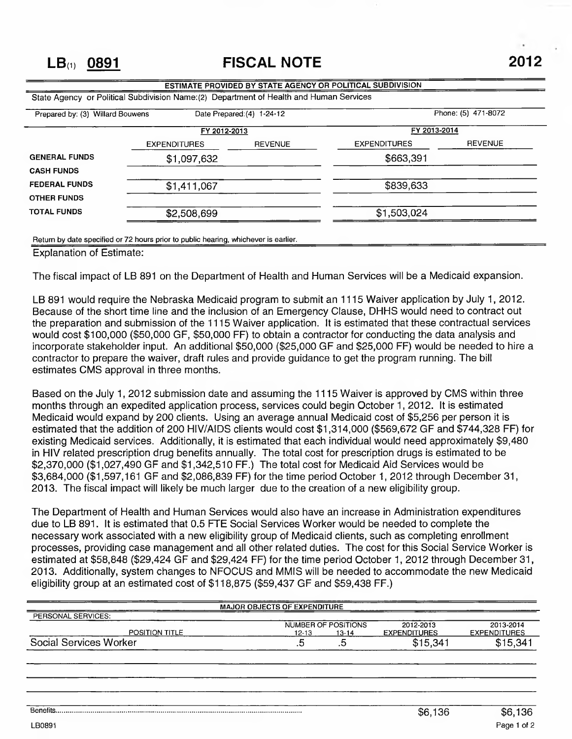# LB(1) 0891 FISCAL NOTE 2012

**ESTIMATE PROVIDED BY STATE AGENCY OR POLITICAL SUBDIVISION**

State Agency or Political Subdivision Name:(2) Department of Health and Human Services

Prepared by: (3) Willard Bouwens | Date Prepared:(4) 1-24-12 | Phone: (5) 471-8072

| | FY 2012-2013 | | FY 2013-2014 | |
|---|---|---|---|---|
| | EXPENDITURES | REVENUE | EXPENDITURES | REVENUE |
| GENERAL FUNDS | $1,097,632 | | $663,391 | |
| CASH FUNDS | | | | |
| FEDERAL FUNDS | $1,411,067 | | $839,633 | |
| OTHER FUNDS | | | | |
| TOTAL FUNDS | $2,508,699 | | $1,503,024 | |

Return by date specified or 72 hours prior to public hearing, whichever is earlier.

Explanation of Estimate:

The fiscal impact of LB 891 on the Department of Health and Human Services will be a Medicaid expansion.

LB 891 would require the Nebraska Medicaid program to submit an 1115 Waiver application by July 1, 2012. Because of the short time line and the inclusion of an Emergency Clause, DHHS would need to contract out the preparation and submission of the 1115 Waiver application. It is estimated that these contractual services would cost $100,000 ($50,000 GF, $50,000 FF) to obtain a contractor for conducting the data analysis and incorporate stakeholder input. An additional $50,000 ($25,000 GF and $25,000 FF) would be needed to hire a contractor to prepare the waiver, draft rules and provide guidance to get the program running. The bill estimates CMS approval in three months.

Based on the July 1, 2012 submission date and assuming the 1115 Waiver is approved by CMS within three months through an expedited application process, services could begin October 1, 2012. It is estimated Medicaid would expand by 200 clients. Using an average annual Medicaid cost of $5,256 per person it is estimated that the addition of 200 HIV/AIDS clients would cost $1,314,000 ($569,672 GF and $744,328 FF) for existing Medicaid services. Additionally, it is estimated that each individual would need approximately $9,480 in HIV related prescription drug benefits annually. The total cost for prescription drugs is estimated to be $2,370,000 ($1,027,490 GF and $1,342,510 FF.) The total cost for Medicaid Aid Services would be $3,684,000 ($1,597,161 GF and $2,086,839 FF) for the time period October 1, 2012 through December 31, 2013. The fiscal impact will likely be much larger due to the creation of a new eligibility group.

The Department of Health and Human Services would also have an increase in Administration expenditures due to LB 891. It is estimated that 0.5 FTE Social Services Worker would be needed to complete the necessary work associated with a new eligibility group of Medicaid clients, such as completing enrollment processes, providing case management and all other related duties. The cost for this Social Service Worker is estimated at $58,848 ($29,424 GF and $29,424 FF) for the time period October 1, 2012 through December 31, 2013. Additionally, system changes to NFOCUS and MMIS will be needed to accommodate the new Medicaid eligibility group at an estimated cost of $118,875 ($59,437 GF and $59,438 FF.)

**MAJOR OBJECTS OF EXPENDITURE**

PERSONAL SERVICES:

| POSITION TITLE | NUMBER OF POSITIONS 12-13 | NUMBER OF POSITIONS 13-14 | 2012-2013 EXPENDITURES | 2013-2014 EXPENDITURES |
|---|---|---|---|---|
| Social Services Worker | .5 | .5 | $15,341 | $15,341 |
| Benefits | | | $6,136 | $6,136 |

LB0891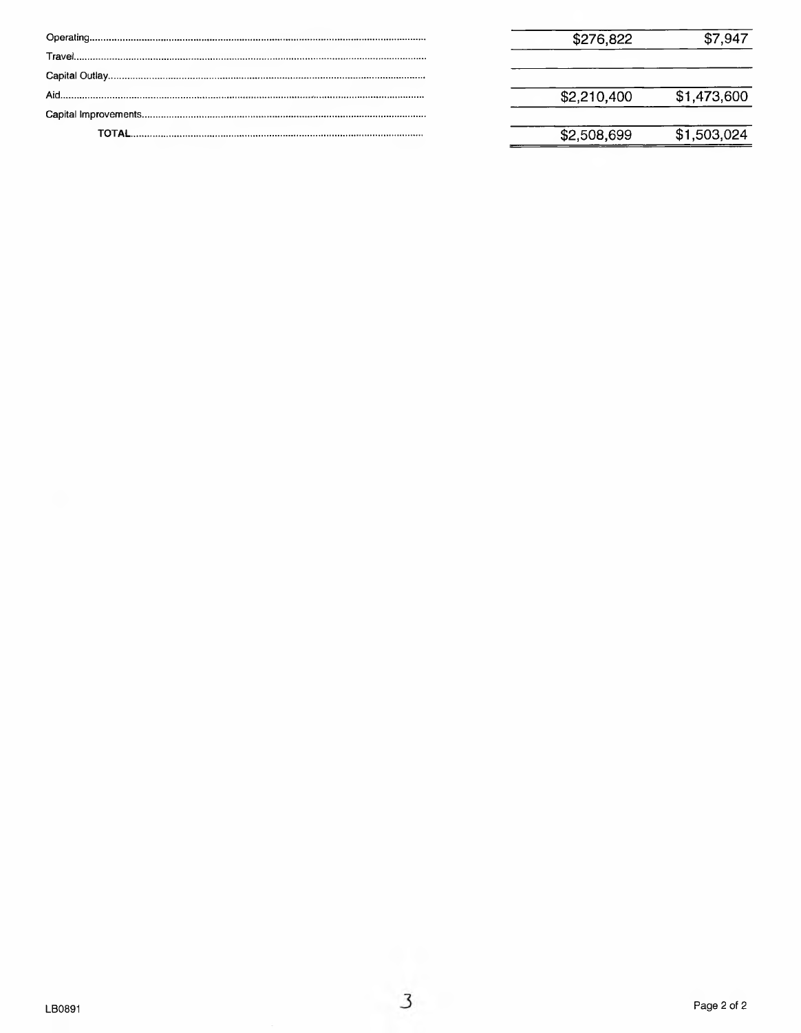| | | |
|---|---|---|
| Operating | $276,822 | $7,947 |
| Travel | | |
| Capital Outlay | | |
| Aid | $2,210,400 | $1,473,600 |
| Capital Improvements | | |
| **TOTAL** | $2,508,699 | $1,503,024 |

LB0891